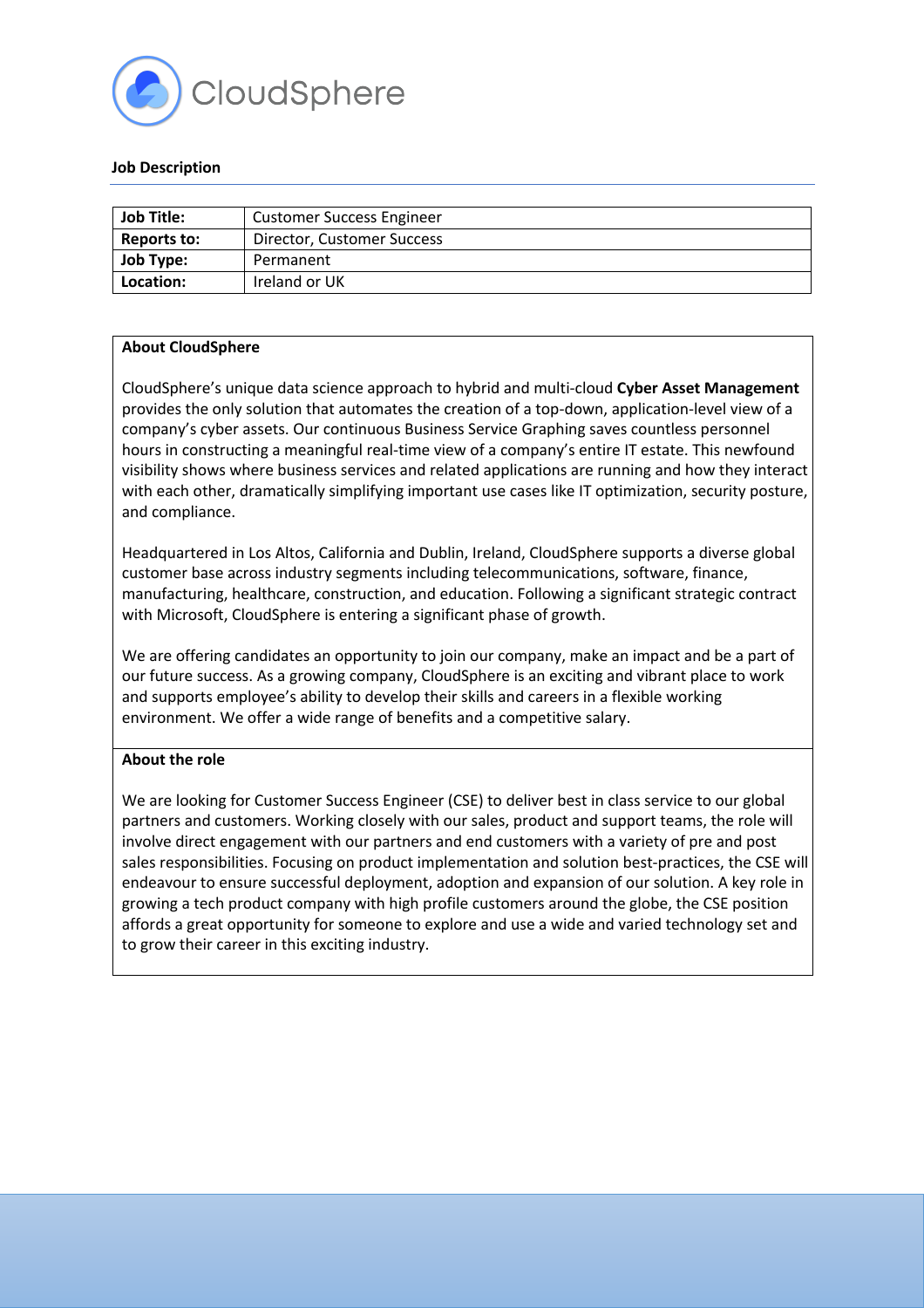CloudSphere

**Job Description**

| Job Title: | Customer Success Engineer |
|---|---|
| Reports to: | Director, Customer Success |
| Job Type: | Permanent |
| Location: | Ireland or UK |

## About CloudSphere

CloudSphere's unique data science approach to hybrid and multi-cloud **Cyber Asset Management** provides the only solution that automates the creation of a top-down, application-level view of a company's cyber assets. Our continuous Business Service Graphing saves countless personnel hours in constructing a meaningful real-time view of a company's entire IT estate. This newfound visibility shows where business services and related applications are running and how they interact with each other, dramatically simplifying important use cases like IT optimization, security posture, and compliance.

Headquartered in Los Altos, California and Dublin, Ireland, CloudSphere supports a diverse global customer base across industry segments including telecommunications, software, finance, manufacturing, healthcare, construction, and education. Following a significant strategic contract with Microsoft, CloudSphere is entering a significant phase of growth.

We are offering candidates an opportunity to join our company, make an impact and be a part of our future success. As a growing company, CloudSphere is an exciting and vibrant place to work and supports employee's ability to develop their skills and careers in a flexible working environment. We offer a wide range of benefits and a competitive salary.

## About the role

We are looking for Customer Success Engineer (CSE) to deliver best in class service to our global partners and customers. Working closely with our sales, product and support teams, the role will involve direct engagement with our partners and end customers with a variety of pre and post sales responsibilities. Focusing on product implementation and solution best-practices, the CSE will endeavour to ensure successful deployment, adoption and expansion of our solution. A key role in growing a tech product company with high profile customers around the globe, the CSE position affords a great opportunity for someone to explore and use a wide and varied technology set and to grow their career in this exciting industry.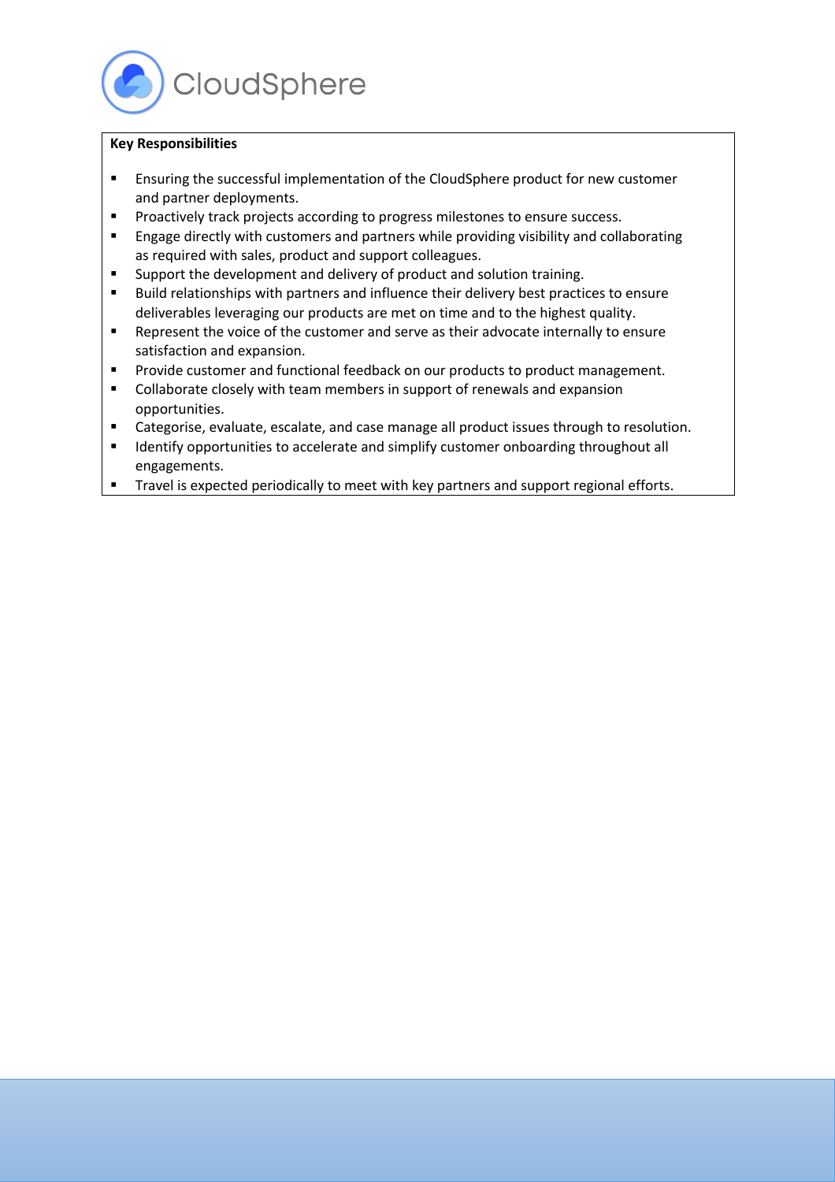**Key Responsibilities**

- Ensuring the successful implementation of the CloudSphere product for new customer and partner deployments.
- Proactively track projects according to progress milestones to ensure success.
- Engage directly with customers and partners while providing visibility and collaborating as required with sales, product and support colleagues.
- Support the development and delivery of product and solution training.
- Build relationships with partners and influence their delivery best practices to ensure deliverables leveraging our products are met on time and to the highest quality.
- Represent the voice of the customer and serve as their advocate internally to ensure satisfaction and expansion.
- Provide customer and functional feedback on our products to product management.
- Collaborate closely with team members in support of renewals and expansion opportunities.
- Categorise, evaluate, escalate, and case manage all product issues through to resolution.
- Identify opportunities to accelerate and simplify customer onboarding throughout all engagements.
- Travel is expected periodically to meet with key partners and support regional efforts.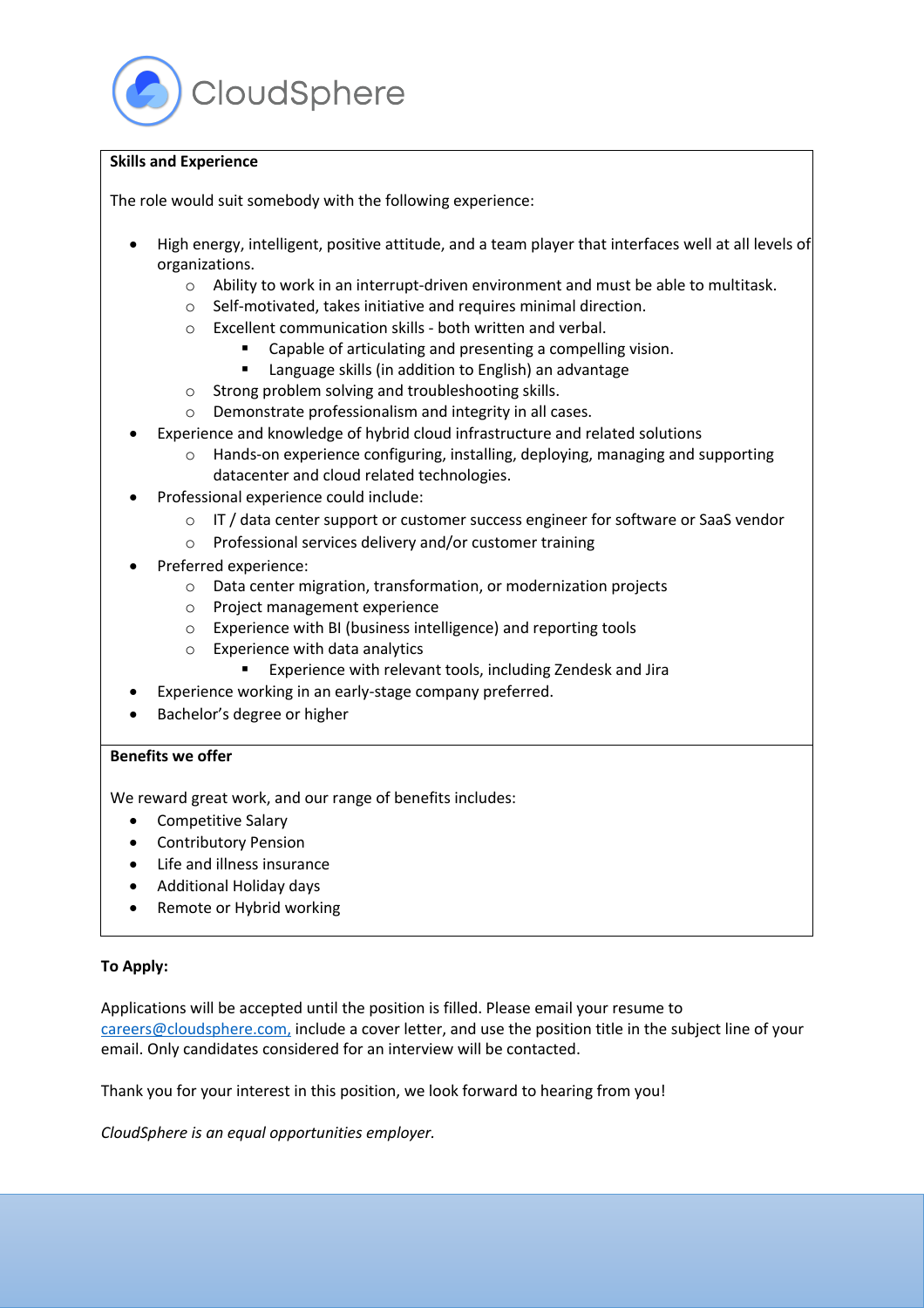**Skills and Experience**

The role would suit somebody with the following experience:

- High energy, intelligent, positive attitude, and a team player that interfaces well at all levels of organizations.
    - Ability to work in an interrupt-driven environment and must be able to multitask.
    - Self-motivated, takes initiative and requires minimal direction.
    - Excellent communication skills - both written and verbal.
        - Capable of articulating and presenting a compelling vision.
        - Language skills (in addition to English) an advantage
    - Strong problem solving and troubleshooting skills.
    - Demonstrate professionalism and integrity in all cases.
- Experience and knowledge of hybrid cloud infrastructure and related solutions
    - Hands-on experience configuring, installing, deploying, managing and supporting datacenter and cloud related technologies.
- Professional experience could include:
    - IT / data center support or customer success engineer for software or SaaS vendor
    - Professional services delivery and/or customer training
- Preferred experience:
    - Data center migration, transformation, or modernization projects
    - Project management experience
    - Experience with BI (business intelligence) and reporting tools
    - Experience with data analytics
        - Experience with relevant tools, including Zendesk and Jira
- Experience working in an early-stage company preferred.
- Bachelor's degree or higher

**Benefits we offer**

We reward great work, and our range of benefits includes:

- Competitive Salary
- Contributory Pension
- Life and illness insurance
- Additional Holiday days
- Remote or Hybrid working

**To Apply:**

Applications will be accepted until the position is filled. Please email your resume to careers@cloudsphere.com, include a cover letter, and use the position title in the subject line of your email. Only candidates considered for an interview will be contacted.

Thank you for your interest in this position, we look forward to hearing from you!

*CloudSphere is an equal opportunities employer.*